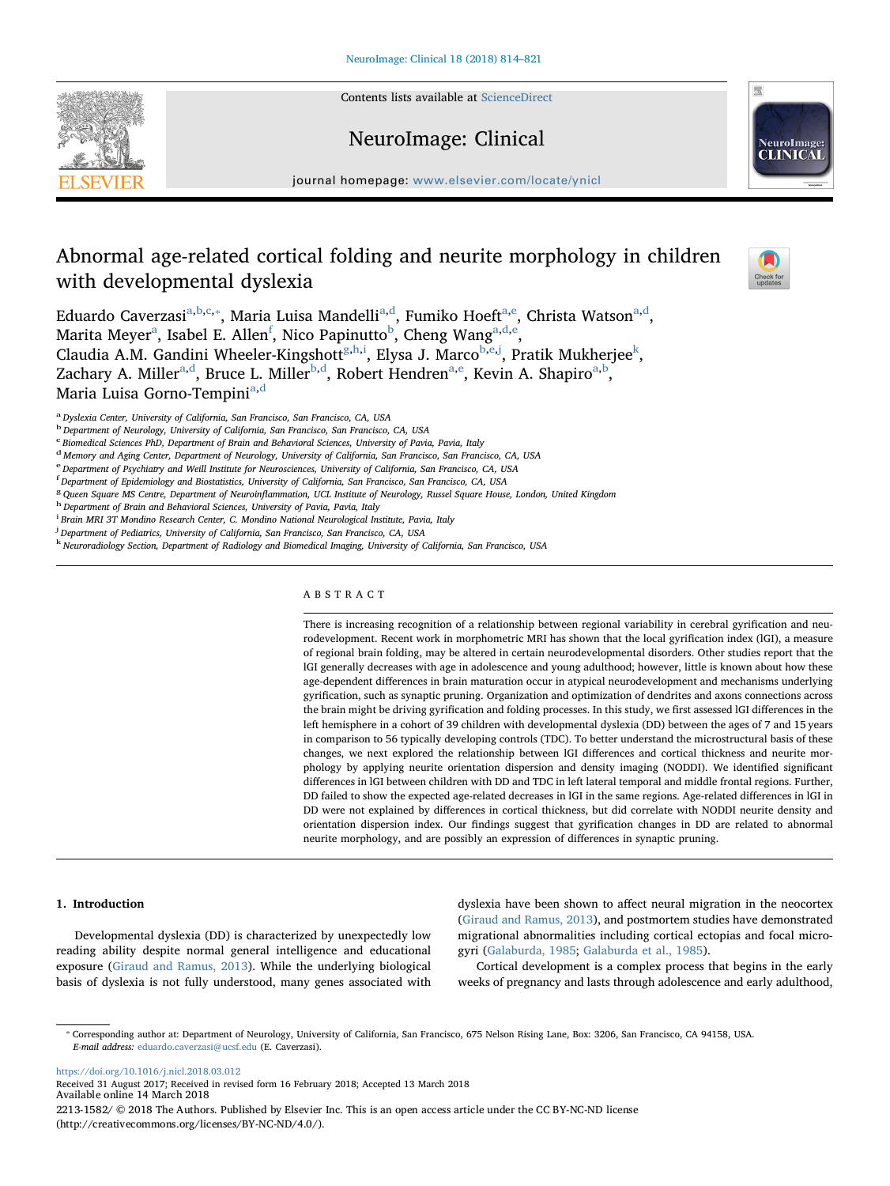# Abnormal age-related cortical folding and neurite morphology in children with developmental dyslexia

Eduardo Caverzasi[a,b,c,*], Maria Luisa Mandelli[a,d], Fumiko Hoeft[a,e], Christa Watson[a,d], Marita Meyer[a], Isabel E. Allen[f], Nico Papinutto[b], Cheng Wang[a,d,e], Claudia A.M. Gandini Wheeler-Kingshott[g,h,i], Elysa J. Marco[b,e,j], Pratik Mukherjee[k], Zachary A. Miller[a,d], Bruce L. Miller[b,d], Robert Hendren[a,e], Kevin A. Shapiro[a,b], Maria Luisa Gorno-Tempini[a,d]

[a] Dyslexia Center, University of California, San Francisco, San Francisco, CA, USA
[b] Department of Neurology, University of California, San Francisco, San Francisco, CA, USA
[c] Biomedical Sciences PhD, Department of Brain and Behavioral Sciences, University of Pavia, Pavia, Italy
[d] Memory and Aging Center, Department of Neurology, University of California, San Francisco, San Francisco, CA, USA
[e] Department of Psychiatry and Weill Institute for Neurosciences, University of California, San Francisco, CA, USA
[f] Department of Epidemiology and Biostatistics, University of California, San Francisco, San Francisco, CA, USA
[g] Queen Square MS Centre, Department of Neuroinflammation, UCL Institute of Neurology, Russel Square House, London, United Kingdom
[h] Department of Brain and Behavioral Sciences, University of Pavia, Pavia, Italy
[i] Brain MRI 3T Mondino Research Center, C. Mondino National Neurological Institute, Pavia, Italy
[j] Department of Pediatrics, University of California, San Francisco, San Francisco, CA, USA
[k] Neuroradiology Section, Department of Radiology and Biomedical Imaging, University of California, San Francisco, USA

## ABSTRACT

There is increasing recognition of a relationship between regional variability in cerebral gyrification and neurodevelopment. Recent work in morphometric MRI has shown that the local gyrification index (lGI), a measure of regional brain folding, may be altered in certain neurodevelopmental disorders. Other studies report that the lGI generally decreases with age in adolescence and young adulthood; however, little is known about how these age-dependent differences in brain maturation occur in atypical neurodevelopment and mechanisms underlying gyrification, such as synaptic pruning. Organization and optimization of dendrites and axons connections across the brain might be driving gyrification and folding processes. In this study, we first assessed lGI differences in the left hemisphere in a cohort of 39 children with developmental dyslexia (DD) between the ages of 7 and 15 years in comparison to 56 typically developing controls (TDC). To better understand the microstructural basis of these changes, we next explored the relationship between lGI differences and cortical thickness and neurite morphology by applying neurite orientation dispersion and density imaging (NODDI). We identified significant differences in lGI between children with DD and TDC in left lateral temporal and middle frontal regions. Further, DD failed to show the expected age-related decreases in lGI in the same regions. Age-related differences in lGI in DD were not explained by differences in cortical thickness, but did correlate with NODDI neurite density and orientation dispersion index. Our findings suggest that gyrification changes in DD are related to abnormal neurite morphology, and are possibly an expression of differences in synaptic pruning.

## 1. Introduction

Developmental dyslexia (DD) is characterized by unexpectedly low reading ability despite normal general intelligence and educational exposure (Giraud and Ramus, 2013). While the underlying biological basis of dyslexia is not fully understood, many genes associated with dyslexia have been shown to affect neural migration in the neocortex (Giraud and Ramus, 2013), and postmortem studies have demonstrated migrational abnormalities including cortical ectopias and focal microgyri (Galaburda, 1985; Galaburda et al., 1985).

Cortical development is a complex process that begins in the early weeks of pregnancy and lasts through adolescence and early adulthood,

* Corresponding author at: Department of Neurology, University of California, San Francisco, 675 Nelson Rising Lane, Box: 3206, San Francisco, CA 94158, USA.
*E-mail address:* eduardo.caverzasi@ucsf.edu (E. Caverzasi).

https://doi.org/10.1016/j.nicl.2018.03.012
Received 31 August 2017; Received in revised form 16 February 2018; Accepted 13 March 2018
Available online 14 March 2018
2213-1582/ © 2018 The Authors. Published by Elsevier Inc. This is an open access article under the CC BY-NC-ND license (http://creativecommons.org/licenses/BY-NC-ND/4.0/).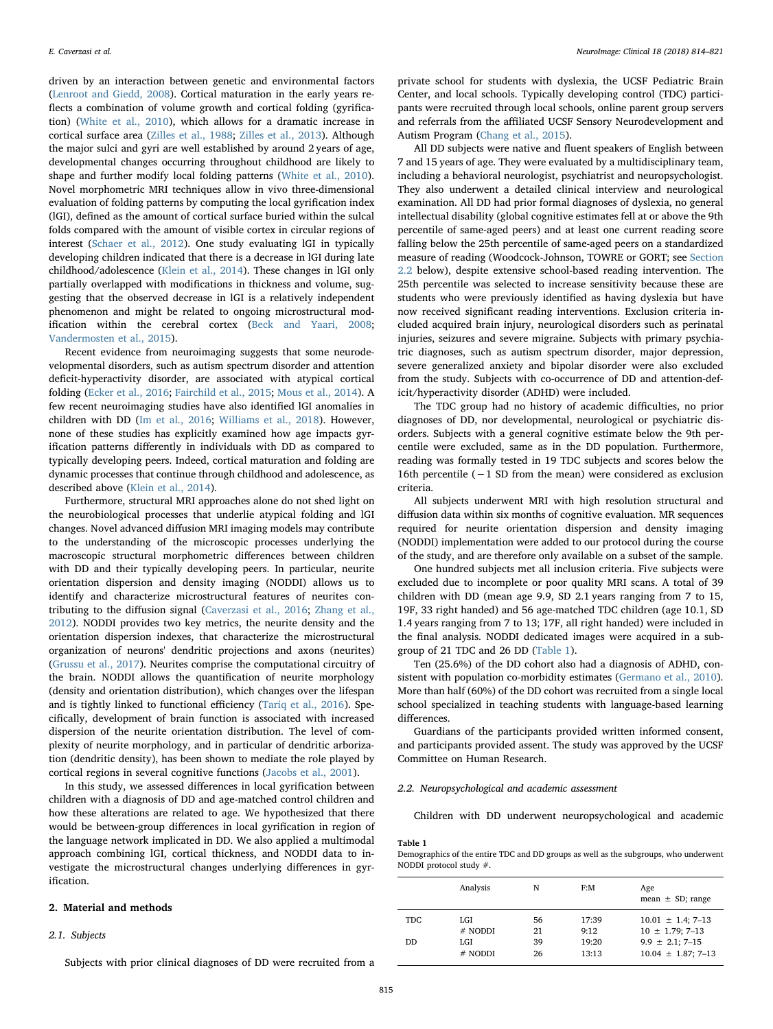driven by an interaction between genetic and environmental factors (Lenroot and Giedd, 2008). Cortical maturation in the early years reflects a combination of volume growth and cortical folding (gyrification) (White et al., 2010), which allows for a dramatic increase in cortical surface area (Zilles et al., 1988; Zilles et al., 2013). Although the major sulci and gyri are well established by around 2 years of age, developmental changes occurring throughout childhood are likely to shape and further modify local folding patterns (White et al., 2010). Novel morphometric MRI techniques allow in vivo three-dimensional evaluation of folding patterns by computing the local gyrification index (lGI), defined as the amount of cortical surface buried within the sulcal folds compared with the amount of visible cortex in circular regions of interest (Schaer et al., 2012). One study evaluating lGI in typically developing children indicated that there is a decrease in lGI during late childhood/adolescence (Klein et al., 2014). These changes in lGI only partially overlapped with modifications in thickness and volume, suggesting that the observed decrease in lGI is a relatively independent phenomenon and might be related to ongoing microstructural modification within the cerebral cortex (Beck and Yaari, 2008; Vandermosten et al., 2015).

Recent evidence from neuroimaging suggests that some neurodevelopmental disorders, such as autism spectrum disorder and attention deficit-hyperactivity disorder, are associated with atypical cortical folding (Ecker et al., 2016; Fairchild et al., 2015; Mous et al., 2014). A few recent neuroimaging studies have also identified lGI anomalies in children with DD (Im et al., 2016; Williams et al., 2018). However, none of these studies has explicitly examined how age impacts gyrification patterns differently in individuals with DD as compared to typically developing peers. Indeed, cortical maturation and folding are dynamic processes that continue through childhood and adolescence, as described above (Klein et al., 2014).

Furthermore, structural MRI approaches alone do not shed light on the neurobiological processes that underlie atypical folding and lGI changes. Novel advanced diffusion MRI imaging models may contribute to the understanding of the microscopic processes underlying the macroscopic structural morphometric differences between children with DD and their typically developing peers. In particular, neurite orientation dispersion and density imaging (NODDI) allows us to identify and characterize microstructural features of neurites contributing to the diffusion signal (Caverzasi et al., 2016; Zhang et al., 2012). NODDI provides two key metrics, the neurite density and the orientation dispersion indexes, that characterize the microstructural organization of neurons' dendritic projections and axons (neurites) (Grussu et al., 2017). Neurites comprise the computational circuitry of the brain. NODDI allows the quantification of neurite morphology (density and orientation distribution), which changes over the lifespan and is tightly linked to functional efficiency (Tariq et al., 2016). Specifically, development of brain function is associated with increased dispersion of the neurite orientation distribution. The level of complexity of neurite morphology, and in particular of dendritic arborization (dendritic density), has been shown to mediate the role played by cortical regions in several cognitive functions (Jacobs et al., 2001).

In this study, we assessed differences in local gyrification between children with a diagnosis of DD and age-matched control children and how these alterations are related to age. We hypothesized that there would be between-group differences in local gyrification in region of the language network implicated in DD. We also applied a multimodal approach combining lGI, cortical thickness, and NODDI data to investigate the microstructural changes underlying differences in gyrification.

## 2. Material and methods

### 2.1. Subjects

Subjects with prior clinical diagnoses of DD were recruited from a private school for students with dyslexia, the UCSF Pediatric Brain Center, and local schools. Typically developing control (TDC) participants were recruited through local schools, online parent group servers and referrals from the affiliated UCSF Sensory Neurodevelopment and Autism Program (Chang et al., 2015).

All DD subjects were native and fluent speakers of English between 7 and 15 years of age. They were evaluated by a multidisciplinary team, including a behavioral neurologist, psychiatrist and neuropsychologist. They also underwent a detailed clinical interview and neurological examination. All DD had prior formal diagnoses of dyslexia, no general intellectual disability (global cognitive estimates fell at or above the 9th percentile of same-aged peers) and at least one current reading score falling below the 25th percentile of same-aged peers on a standardized measure of reading (Woodcock-Johnson, TOWRE or GORT; see Section 2.2 below), despite extensive school-based reading intervention. The 25th percentile was selected to increase sensitivity because these are students who were previously identified as having dyslexia but have now received significant reading interventions. Exclusion criteria included acquired brain injury, neurological disorders such as perinatal injuries, seizures and severe migraine. Subjects with primary psychiatric diagnoses, such as autism spectrum disorder, major depression, severe generalized anxiety and bipolar disorder were also excluded from the study. Subjects with co-occurrence of DD and attention-deficit/hyperactivity disorder (ADHD) were included.

The TDC group had no history of academic difficulties, no prior diagnoses of DD, nor developmental, neurological or psychiatric disorders. Subjects with a general cognitive estimate below the 9th percentile were excluded, same as in the DD population. Furthermore, reading was formally tested in 19 TDC subjects and scores below the 16th percentile (−1 SD from the mean) were considered as exclusion criteria.

All subjects underwent MRI with high resolution structural and diffusion data within six months of cognitive evaluation. MR sequences required for neurite orientation dispersion and density imaging (NODDI) implementation were added to our protocol during the course of the study, and are therefore only available on a subset of the sample.

One hundred subjects met all inclusion criteria. Five subjects were excluded due to incomplete or poor quality MRI scans. A total of 39 children with DD (mean age 9.9, SD 2.1 years ranging from 7 to 15, 19F, 33 right handed) and 56 age-matched TDC children (age 10.1, SD 1.4 years ranging from 7 to 13; 17F, all right handed) were included in the final analysis. NODDI dedicated images were acquired in a subgroup of 21 TDC and 26 DD (Table 1).

Ten (25.6%) of the DD cohort also had a diagnosis of ADHD, consistent with population co-morbidity estimates (Germano et al., 2010). More than half (60%) of the DD cohort was recruited from a single local school specialized in teaching students with language-based learning differences.

Guardians of the participants provided written informed consent, and participants provided assent. The study was approved by the UCSF Committee on Human Research.

### 2.2. Neuropsychological and academic assessment

Children with DD underwent neuropsychological and academic

**Table 1**
Demographics of the entire TDC and DD groups as well as the subgroups, who underwent NODDI protocol study #.

| | Analysis | N | F:M | Age mean ± SD; range |
|---|---|---|---|---|
| TDC | LGI | 56 | 17:39 | 10.01 ± 1.4; 7–13 |
| | # NODDI | 21 | 9:12 | 10 ± 1.79; 7–13 |
| DD | LGI | 39 | 19:20 | 9.9 ± 2.1; 7–15 |
| | # NODDI | 26 | 13:13 | 10.04 ± 1.87; 7–13 |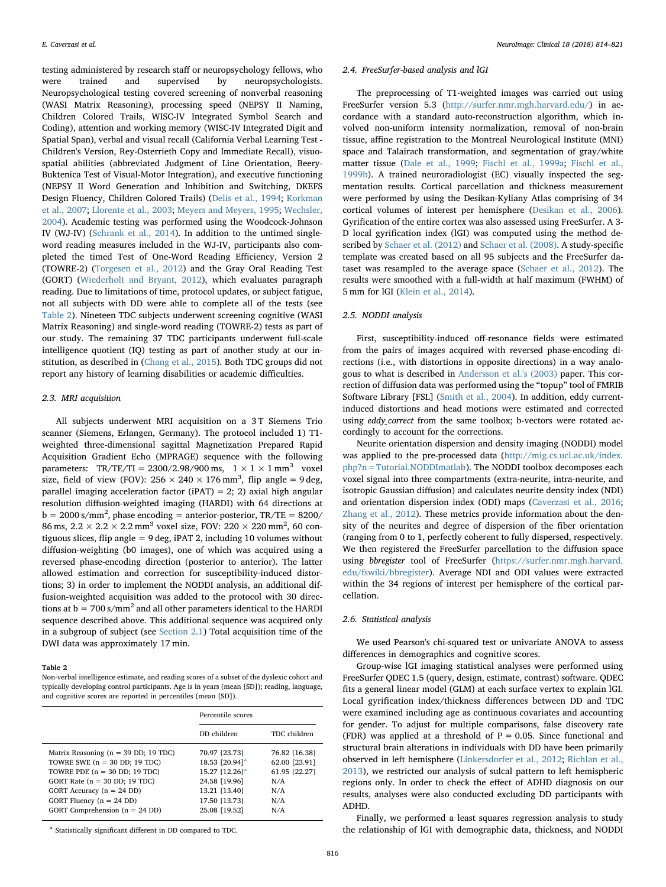testing administered by research staff or neuropsychology fellows, who were trained and supervised by neuropsychologists. Neuropsychological testing covered screening of nonverbal reasoning (WASI Matrix Reasoning), processing speed (NEPSY II Naming, Children Colored Trails, WISC-IV Integrated Symbol Search and Coding), attention and working memory (WISC-IV Integrated Digit and Spatial Span), verbal and visual recall (California Verbal Learning Test - Children's Version, Rey-Osterrieth Copy and Immediate Recall), visuospatial abilities (abbreviated Judgment of Line Orientation, Beery-Buktenica Test of Visual-Motor Integration), and executive functioning (NEPSY II Word Generation and Inhibition and Switching, DKEFS Design Fluency, Children Colored Trails) (Delis et al., 1994; Korkman et al., 2007; Llorente et al., 2003; Meyers and Meyers, 1995; Wechsler, 2004). Academic testing was performed using the Woodcock-Johnson IV (WJ-IV) (Schrank et al., 2014). In addition to the untimed single-word reading measures included in the WJ-IV, participants also completed the timed Test of One-Word Reading Efficiency, Version 2 (TOWRE-2) (Torgesen et al., 2012) and the Gray Oral Reading Test (GORT) (Wiederholt and Bryant, 2012), which evaluates paragraph reading. Due to limitations of time, protocol updates, or subject fatigue, not all subjects with DD were able to complete all of the tests (see Table 2). Nineteen TDC subjects underwent screening cognitive (WASI Matrix Reasoning) and single-word reading (TOWRE-2) tests as part of our study. The remaining 37 TDC participants underwent full-scale intelligence quotient (IQ) testing as part of another study at our institution, as described in (Chang et al., 2015). Both TDC groups did not report any history of learning disabilities or academic difficulties.

### 2.3. MRI acquisition

All subjects underwent MRI acquisition on a 3 T Siemens Trio scanner (Siemens, Erlangen, Germany). The protocol included 1) T1-weighted three-dimensional sagittal Magnetization Prepared Rapid Acquisition Gradient Echo (MPRAGE) sequence with the following parameters: TR/TE/TI = 2300/2.98/900 ms, $1 \times 1 \times 1\,\text{mm}^3$ voxel size, field of view (FOV): $256 \times 240 \times 176\,\text{mm}^3$, flip angle = 9 deg, parallel imaging acceleration factor (iPAT) = 2; 2) axial high angular resolution diffusion-weighted imaging (HARDI) with 64 directions at $b = 2000\,\text{s/mm}^2$, phase encoding = anterior-posterior, TR/TE = 8200/86 ms, $2.2 \times 2.2 \times 2.2\,\text{mm}^3$ voxel size, FOV: $220 \times 220\,\text{mm}^2$, 60 contiguous slices, flip angle = 9 deg, iPAT 2, including 10 volumes without diffusion-weighting (b0 images), one of which was acquired using a reversed phase-encoding direction (posterior to anterior). The latter allowed estimation and correction for susceptibility-induced distortions; 3) in order to implement the NODDI analysis, an additional diffusion-weighted acquisition was added to the protocol with 30 directions at $b = 700\,\text{s/mm}^2$ and all other parameters identical to the HARDI sequence described above. This additional sequence was acquired only in a subgroup of subject (see Section 2.1) Total acquisition time of the DWI data was approximately 17 min.

**Table 2**
Non-verbal intelligence estimate, and reading scores of a subset of the dyslexic cohort and typically developing control participants. Age is in years (mean [SD]); reading, language, and cognitive scores are reported in percentiles (mean [SD]).

| | Percentile scores | |
|---|---|---|
| | DD children | TDC children |
| Matrix Reasoning (n = 39 DD; 19 TDC) | 70.97 [23.73] | 76.82 [16.38] |
| TOWRE SWE (n = 30 DD; 19 TDC) | 18.53 [20.94][a] | 62.00 [23.91] |
| TOWRE PDE (n = 30 DD; 19 TDC) | 15.27 [12.26][a] | 61.95 [22.27] |
| GORT Rate (n = 30 DD; 19 TDC) | 24.58 [19.96] | N/A |
| GORT Accuracy (n = 24 DD) | 13.21 [13.40] | N/A |
| GORT Fluency (n = 24 DD) | 17.50 [13.73] | N/A |
| GORT Comprehension (n = 24 DD) | 25.08 [19.52] | N/A |

[a] Statistically significant different in DD compared to TDC.

### 2.4. FreeSurfer-based analysis and lGI

The preprocessing of T1-weighted images was carried out using FreeSurfer version 5.3 (http://surfer.nmr.mgh.harvard.edu/) in accordance with a standard auto-reconstruction algorithm, which involved non-uniform intensity normalization, removal of non-brain tissue, affine registration to the Montreal Neurological Institute (MNI) space and Talairach transformation, and segmentation of gray/white matter tissue (Dale et al., 1999; Fischl et al., 1999a; Fischl et al., 1999b). A trained neuroradiologist (EC) visually inspected the segmentation results. Cortical parcellation and thickness measurement were performed by using the Desikan-Kyliany Atlas comprising of 34 cortical volumes of interest per hemisphere (Desikan et al., 2006). Gyrification of the entire cortex was also assessed using FreeSurfer. A 3-D local gyrification index (lGI) was computed using the method described by Schaer et al. (2012) and Schaer et al. (2008). A study-specific template was created based on all 95 subjects and the FreeSurfer dataset was resampled to the average space (Schaer et al., 2012). The results were smoothed with a full-width at half maximum (FWHM) of 5 mm for lGI (Klein et al., 2014).

### 2.5. NODDI analysis

First, susceptibility-induced off-resonance fields were estimated from the pairs of images acquired with reversed phase-encoding directions (i.e., with distortions in opposite directions) in a way analogous to what is described in Andersson et al.'s (2003) paper. This correction of diffusion data was performed using the "topup" tool of FMRIB Software Library [FSL] (Smith et al., 2004). In addition, eddy current-induced distortions and head motions were estimated and corrected using *eddy_correct* from the same toolbox; b-vectors were rotated accordingly to account for the corrections.

Neurite orientation dispersion and density imaging (NODDI) model was applied to the pre-processed data (http://mig.cs.ucl.ac.uk/index.php?n=Tutorial.NODDImatlab). The NODDI toolbox decomposes each voxel signal into three compartments (extra-neurite, intra-neurite, and isotropic Gaussian diffusion) and calculates neurite density index (NDI) and orientation dispersion index (ODI) maps (Caverzasi et al., 2016; Zhang et al., 2012). These metrics provide information about the density of the neurites and degree of dispersion of the fiber orientation (ranging from 0 to 1, perfectly coherent to fully dispersed, respectively. We then registered the FreeSurfer parcellation to the diffusion space using *bbregister* tool of FreeSurfer (https://surfer.nmr.mgh.harvard.edu/fswiki/bbregister). Average NDI and ODI values were extracted within the 34 regions of interest per hemisphere of the cortical parcellation.

### 2.6. Statistical analysis

We used Pearson's chi-squared test or univariate ANOVA to assess differences in demographics and cognitive scores.

Group-wise lGI imaging statistical analyses were performed using FreeSurfer QDEC 1.5 (query, design, estimate, contrast) software. QDEC fits a general linear model (GLM) at each surface vertex to explain lGI. Local gyrification index/thickness differences between DD and TDC were examined including age as continuous covariates and accounting for gender. To adjust for multiple comparisons, false discovery rate (FDR) was applied at a threshold of $P = 0.05$. Since functional and structural brain alterations in individuals with DD have been primarily observed in left hemisphere (Linkersdorfer et al., 2012; Richlan et al., 2013), we restricted our analysis of sulcal pattern to left hemispheric regions only. In order to check the effect of ADHD diagnosis on our results, analyses were also conducted excluding DD participants with ADHD.

Finally, we performed a least squares regression analysis to study the relationship of lGI with demographic data, thickness, and NODDI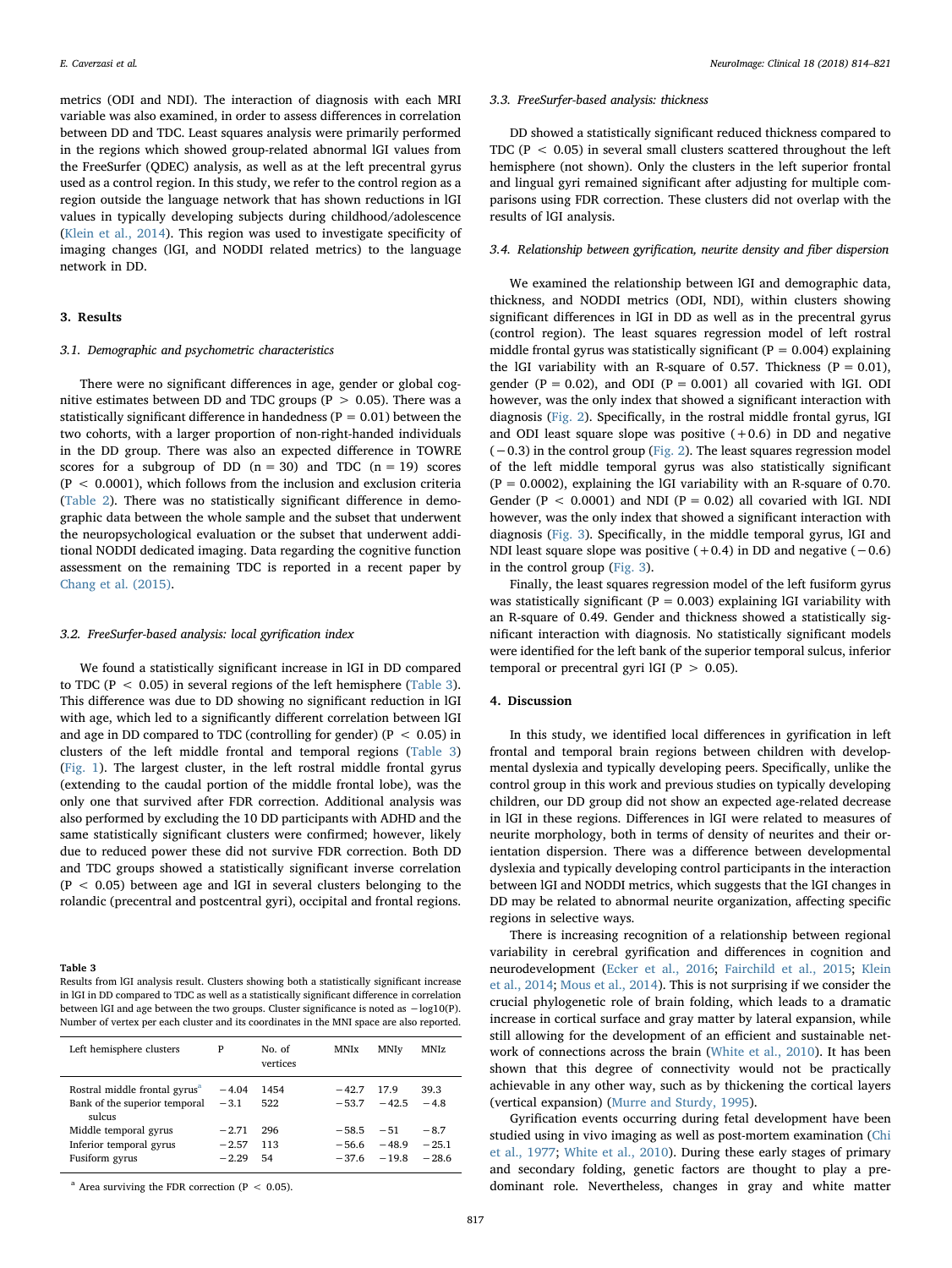metrics (ODI and NDI). The interaction of diagnosis with each MRI variable was also examined, in order to assess differences in correlation between DD and TDC. Least squares analysis were primarily performed in the regions which showed group-related abnormal lGI values from the FreeSurfer (QDEC) analysis, as well as at the left precentral gyrus used as a control region. In this study, we refer to the control region as a region outside the language network that has shown reductions in lGI values in typically developing subjects during childhood/adolescence (Klein et al., 2014). This region was used to investigate specificity of imaging changes (lGI, and NODDI related metrics) to the language network in DD.

## 3. Results

### 3.1. Demographic and psychometric characteristics

There were no significant differences in age, gender or global cognitive estimates between DD and TDC groups ($P > 0.05$). There was a statistically significant difference in handedness ($P = 0.01$) between the two cohorts, with a larger proportion of non-right-handed individuals in the DD group. There was also an expected difference in TOWRE scores for a subgroup of DD ($n = 30$) and TDC ($n = 19$) scores ($P < 0.0001$), which follows from the inclusion and exclusion criteria (Table 2). There was no statistically significant difference in demographic data between the whole sample and the subset that underwent the neuropsychological evaluation or the subset that underwent additional NODDI dedicated imaging. Data regarding the cognitive function assessment on the remaining TDC is reported in a recent paper by Chang et al. (2015).

### 3.2. FreeSurfer-based analysis: local gyrification index

We found a statistically significant increase in lGI in DD compared to TDC ($P < 0.05$) in several regions of the left hemisphere (Table 3). This difference was due to DD showing no significant reduction in lGI with age, which led to a significantly different correlation between lGI and age in DD compared to TDC (controlling for gender) ($P < 0.05$) in clusters of the left middle frontal and temporal regions (Table 3) (Fig. 1). The largest cluster, in the left rostral middle frontal gyrus (extending to the caudal portion of the middle frontal lobe), was the only one that survived after FDR correction. Additional analysis was also performed by excluding the 10 DD participants with ADHD and the same statistically significant clusters were confirmed; however, likely due to reduced power these did not survive FDR correction. Both DD and TDC groups showed a statistically significant inverse correlation ($P < 0.05$) between age and lGI in several clusters belonging to the rolandic (precentral and postcentral gyri), occipital and frontal regions.

**Table 3**
Results from lGI analysis result. Clusters showing both a statistically significant increase in lGI in DD compared to TDC as well as a statistically significant difference in correlation between lGI and age between the two groups. Cluster significance is noted as −log10(P). Number of vertex per each cluster and its coordinates in the MNI space are also reported.

| Left hemisphere clusters | P | No. of vertices | MNIx | MNIy | MNIz |
|---|---|---|---|---|---|
| Rostral middle frontal gyrus[a] | −4.04 | 1454 | −42.7 | 17.9 | 39.3 |
| Bank of the superior temporal sulcus | −3.1 | 522 | −53.7 | −42.5 | −4.8 |
| Middle temporal gyrus | −2.71 | 296 | −58.5 | −51 | −8.7 |
| Inferior temporal gyrus | −2.57 | 113 | −56.6 | −48.9 | −25.1 |
| Fusiform gyrus | −2.29 | 54 | −37.6 | −19.8 | −28.6 |

[a] Area surviving the FDR correction ($P < 0.05$).

### 3.3. FreeSurfer-based analysis: thickness

DD showed a statistically significant reduced thickness compared to TDC ($P < 0.05$) in several small clusters scattered throughout the left hemisphere (not shown). Only the clusters in the left superior frontal and lingual gyri remained significant after adjusting for multiple comparisons using FDR correction. These clusters did not overlap with the results of lGI analysis.

### 3.4. Relationship between gyrification, neurite density and fiber dispersion

We examined the relationship between lGI and demographic data, thickness, and NODDI metrics (ODI, NDI), within clusters showing significant differences in lGI in DD as well as in the precentral gyrus (control region). The least squares regression model of left rostral middle frontal gyrus was statistically significant ($P = 0.004$) explaining the lGI variability with an R-square of 0.57. Thickness ($P = 0.01$), gender ($P = 0.02$), and ODI ($P = 0.001$) all covaried with lGI. ODI however, was the only index that showed a significant interaction with diagnosis (Fig. 2). Specifically, in the rostral middle frontal gyrus, lGI and ODI least square slope was positive (+0.6) in DD and negative (−0.3) in the control group (Fig. 2). The least squares regression model of the left middle temporal gyrus was also statistically significant ($P = 0.0002$), explaining the lGI variability with an R-square of 0.70. Gender ($P < 0.0001$) and NDI ($P = 0.02$) all covaried with lGI. NDI however, was the only index that showed a significant interaction with diagnosis (Fig. 3). Specifically, in the middle temporal gyrus, lGI and NDI least square slope was positive (+0.4) in DD and negative (−0.6) in the control group (Fig. 3).

Finally, the least squares regression model of the left fusiform gyrus was statistically significant ($P = 0.003$) explaining lGI variability with an R-square of 0.49. Gender and thickness showed a statistically significant interaction with diagnosis. No statistically significant models were identified for the left bank of the superior temporal sulcus, inferior temporal or precentral gyri lGI ($P > 0.05$).

## 4. Discussion

In this study, we identified local differences in gyrification in left frontal and temporal brain regions between children with developmental dyslexia and typically developing peers. Specifically, unlike the control group in this work and previous studies on typically developing children, our DD group did not show an expected age-related decrease in lGI in these regions. Differences in lGI were related to measures of neurite morphology, both in terms of density of neurites and their orientation dispersion. There was a difference between developmental dyslexia and typically developing control participants in the interaction between lGI and NODDI metrics, which suggests that the lGI changes in DD may be related to abnormal neurite organization, affecting specific regions in selective ways.

There is increasing recognition of a relationship between regional variability in cerebral gyrification and differences in cognition and neurodevelopment (Ecker et al., 2016; Fairchild et al., 2015; Klein et al., 2014; Mous et al., 2014). This is not surprising if we consider the crucial phylogenetic role of brain folding, which leads to a dramatic increase in cortical surface and gray matter by lateral expansion, while still allowing for the development of an efficient and sustainable network of connections across the brain (White et al., 2010). It has been shown that this degree of connectivity would not be practically achievable in any other way, such as by thickening the cortical layers (vertical expansion) (Murre and Sturdy, 1995).

Gyrification events occurring during fetal development have been studied using in vivo imaging as well as post-mortem examination (Chi et al., 1977; White et al., 2010). During these early stages of primary and secondary folding, genetic factors are thought to play a predominant role. Nevertheless, changes in gray and white matter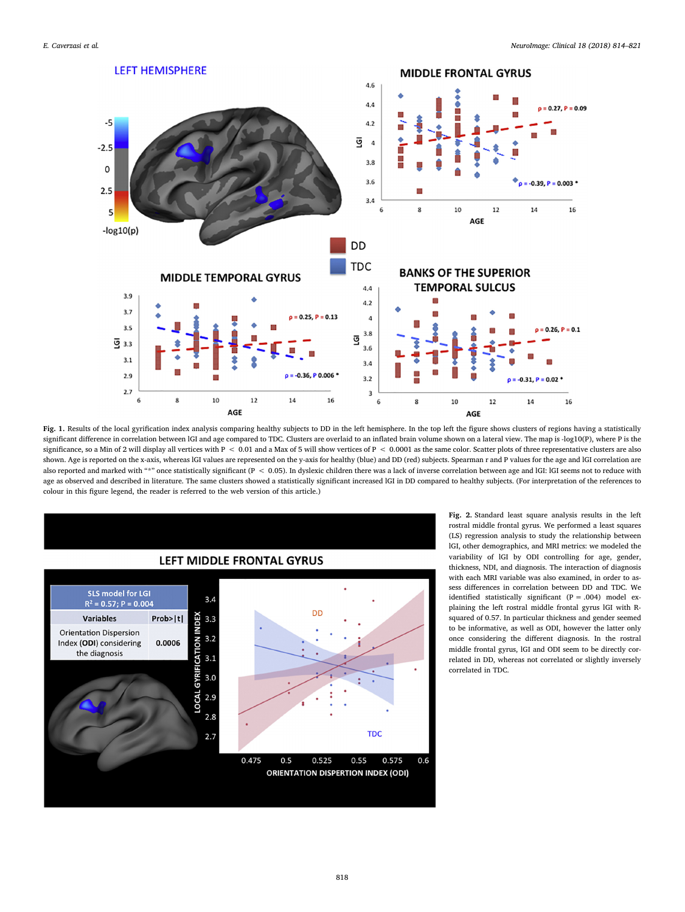**Fig. 1.** Results of the local gyrification index analysis comparing healthy subjects to DD in the left hemisphere. In the top left the figure shows clusters of regions having a statistically significant difference in correlation between lGI and age compared to TDC. Clusters are overlaid to an inflated brain volume shown on a lateral view. The map is -log10(P), where P is the significance, so a Min of 2 will display all vertices with $P < 0.01$ and a Max of 5 will show vertices of $P < 0.0001$ as the same color. Scatter plots of three representative clusters are also shown. Age is reported on the x-axis, whereas lGI values are represented on the y-axis for healthy (blue) and DD (red) subjects. Spearman r and P values for the age and lGI correlation are also reported and marked with "*" once statistically significant ($P < 0.05$). In dyslexic children there was a lack of inverse correlation between age and lGI: lGI seems not to reduce with age as observed and described in literature. The same clusters showed a statistically significant increased lGI in DD compared to healthy subjects. (For interpretation of the references to colour in this figure legend, the reader is referred to the web version of this article.)

**Fig. 2.** Standard least square analysis results in the left rostral middle frontal gyrus. We performed a least squares (LS) regression analysis to study the relationship between lGI, other demographics, and MRI metrics: we modeled the variability of lGI by ODI controlling for age, gender, thickness, NDI, and diagnosis. The interaction of diagnosis with each MRI variable was also examined, in order to assess differences in correlation between DD and TDC. We identified statistically significant ($P = .004$) model explaining the left rostral middle frontal gyrus lGI with R-squared of 0.57. In particular thickness and gender seemed to be informative, as well as ODI, however the latter only once considering the different diagnosis. In the rostral middle frontal gyrus, lGI and ODI seem to be directly correlated in DD, whereas not correlated or slightly inversely correlated in TDC.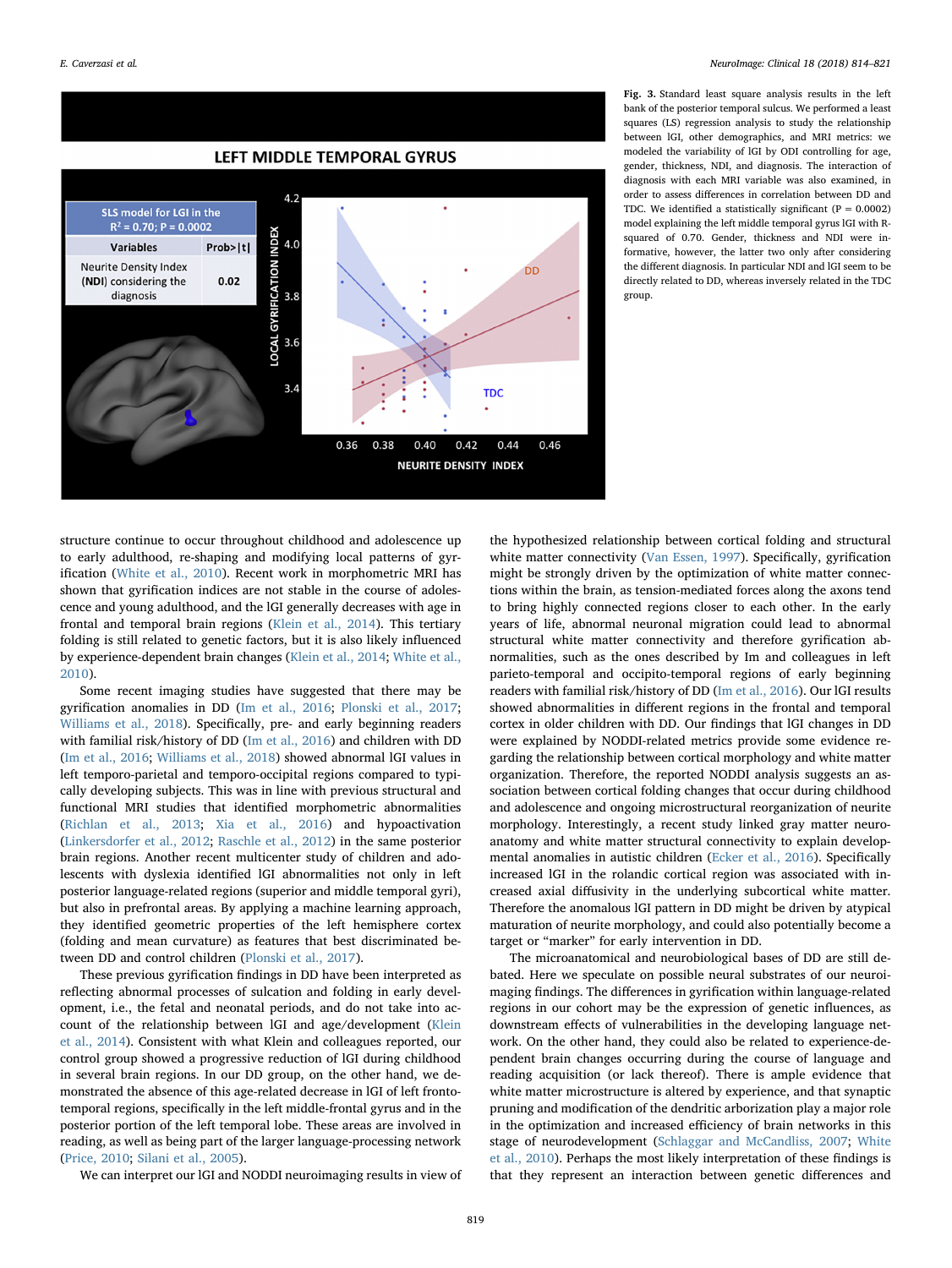**Fig. 3.** Standard least square analysis results in the left bank of the posterior temporal sulcus. We performed a least squares (LS) regression analysis to study the relationship between lGI, other demographics, and MRI metrics: we modeled the variability of lGI by ODI controlling for age, gender, thickness, NDI, and diagnosis. The interaction of diagnosis with each MRI variable was also examined, in order to assess differences in correlation between DD and TDC. We identified a statistically significant (P = 0.0002) model explaining the left middle temporal gyrus lGI with R-squared of 0.70. Gender, thickness and NDI were informative, however, the latter two only after considering the different diagnosis. In particular NDI and lGI seem to be directly related to DD, whereas inversely related in the TDC group.

structure continue to occur throughout childhood and adolescence up to early adulthood, re-shaping and modifying local patterns of gyrification (White et al., 2010). Recent work in morphometric MRI has shown that gyrification indices are not stable in the course of adolescence and young adulthood, and the lGI generally decreases with age in frontal and temporal brain regions (Klein et al., 2014). This tertiary folding is still related to genetic factors, but it is also likely influenced by experience-dependent brain changes (Klein et al., 2014; White et al., 2010).

Some recent imaging studies have suggested that there may be gyrification anomalies in DD (Im et al., 2016; Plonski et al., 2017; Williams et al., 2018). Specifically, pre- and early beginning readers with familial risk/history of DD (Im et al., 2016) and children with DD (Im et al., 2016; Williams et al., 2018) showed abnormal lGI values in left temporo-parietal and temporo-occipital regions compared to typically developing subjects. This was in line with previous structural and functional MRI studies that identified morphometric abnormalities (Richlan et al., 2013; Xia et al., 2016) and hypoactivation (Linkersdorfer et al., 2012; Raschle et al., 2012) in the same posterior brain regions. Another recent multicenter study of children and adolescents with dyslexia identified lGI abnormalities not only in left posterior language-related regions (superior and middle temporal gyri), but also in prefrontal areas. By applying a machine learning approach, they identified geometric properties of the left hemisphere cortex (folding and mean curvature) as features that best discriminated between DD and control children (Plonski et al., 2017).

These previous gyrification findings in DD have been interpreted as reflecting abnormal processes of sulcation and folding in early development, i.e., the fetal and neonatal periods, and do not take into account of the relationship between lGI and age/development (Klein et al., 2014). Consistent with what Klein and colleagues reported, our control group showed a progressive reduction of lGI during childhood in several brain regions. In our DD group, on the other hand, we demonstrated the absence of this age-related decrease in lGI of left fronto-temporal regions, specifically in the left middle-frontal gyrus and in the posterior portion of the left temporal lobe. These areas are involved in reading, as well as being part of the larger language-processing network (Price, 2010; Silani et al., 2005).

We can interpret our lGI and NODDI neuroimaging results in view of the hypothesized relationship between cortical folding and structural white matter connectivity (Van Essen, 1997). Specifically, gyrification might be strongly driven by the optimization of white matter connections within the brain, as tension-mediated forces along the axons tend to bring highly connected regions closer to each other. In the early years of life, abnormal neuronal migration could lead to abnormal structural white matter connectivity and therefore gyrification abnormalities, such as the ones described by Im and colleagues in left parieto-temporal and occipito-temporal regions of early beginning readers with familial risk/history of DD (Im et al., 2016). Our lGI results showed abnormalities in different regions in the frontal and temporal cortex in older children with DD. Our findings that lGI changes in DD were explained by NODDI-related metrics provide some evidence regarding the relationship between cortical morphology and white matter organization. Therefore, the reported NODDI analysis suggests an association between cortical folding changes that occur during childhood and adolescence and ongoing microstructural reorganization of neurite morphology. Interestingly, a recent study linked gray matter neuroanatomy and white matter structural connectivity to explain developmental anomalies in autistic children (Ecker et al., 2016). Specifically increased lGI in the rolandic cortical region was associated with increased axial diffusivity in the underlying subcortical white matter. Therefore the anomalous lGI pattern in DD might be driven by atypical maturation of neurite morphology, and could also potentially become a target or "marker" for early intervention in DD.

The microanatomical and neurobiological bases of DD are still debated. Here we speculate on possible neural substrates of our neuroimaging findings. The differences in gyrification within language-related regions in our cohort may be the expression of genetic influences, as downstream effects of vulnerabilities in the developing language network. On the other hand, they could also be related to experience-dependent brain changes occurring during the course of language and reading acquisition (or lack thereof). There is ample evidence that white matter microstructure is altered by experience, and that synaptic pruning and modification of the dendritic arborization play a major role in the optimization and increased efficiency of brain networks in this stage of neurodevelopment (Schlaggar and McCandliss, 2007; White et al., 2010). Perhaps the most likely interpretation of these findings is that they represent an interaction between genetic differences and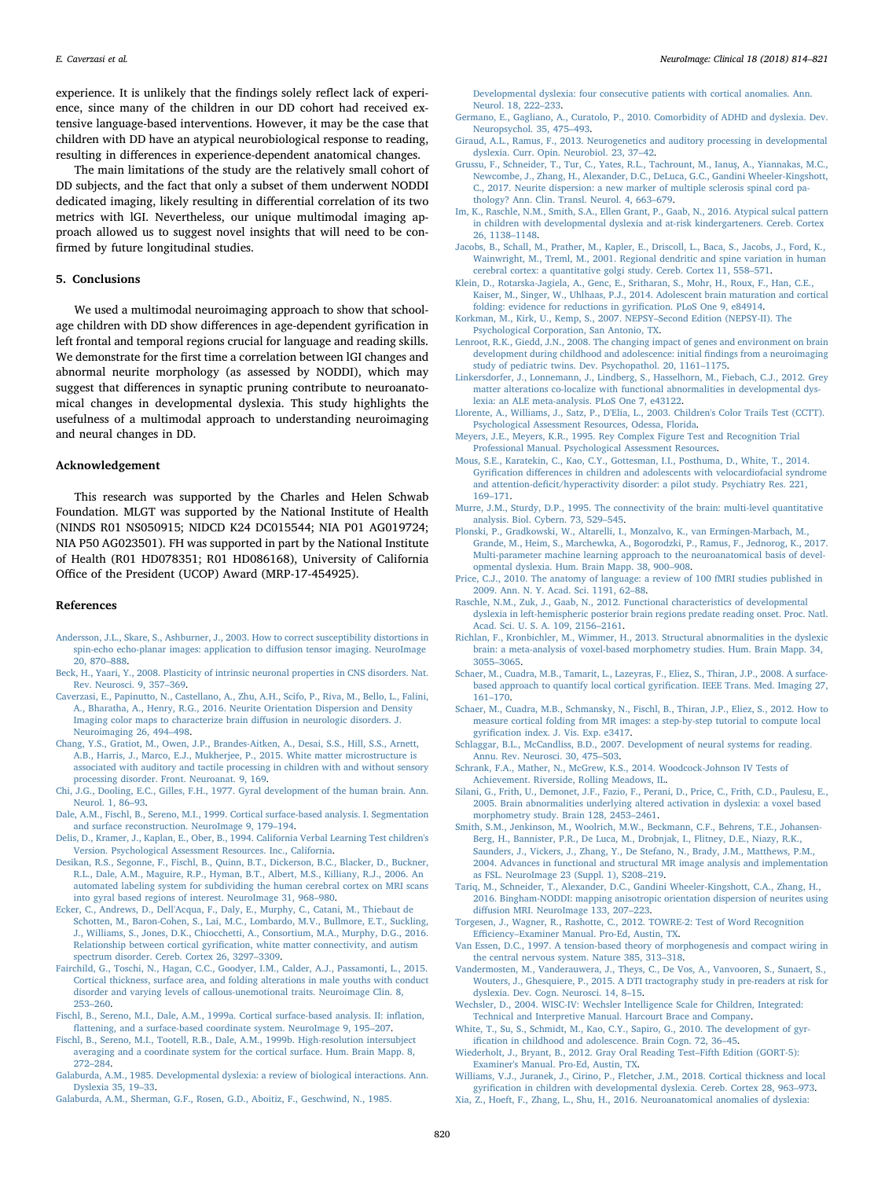experience. It is unlikely that the findings solely reflect lack of experience, since many of the children in our DD cohort had received extensive language-based interventions. However, it may be the case that children with DD have an atypical neurobiological response to reading, resulting in differences in experience-dependent anatomical changes.

The main limitations of the study are the relatively small cohort of DD subjects, and the fact that only a subset of them underwent NODDI dedicated imaging, likely resulting in differential correlation of its two metrics with lGI. Nevertheless, our unique multimodal imaging approach allowed us to suggest novel insights that will need to be confirmed by future longitudinal studies.

## 5. Conclusions

We used a multimodal neuroimaging approach to show that school-age children with DD show differences in age-dependent gyrification in left frontal and temporal regions crucial for language and reading skills. We demonstrate for the first time a correlation between lGI changes and abnormal neurite morphology (as assessed by NODDI), which may suggest that differences in synaptic pruning contribute to neuroanatomical changes in developmental dyslexia. This study highlights the usefulness of a multimodal approach to understanding neuroimaging and neural changes in DD.

## Acknowledgement

This research was supported by the Charles and Helen Schwab Foundation. MLGT was supported by the National Institute of Health (NINDS R01 NS050915; NIDCD K24 DC015544; NIA P01 AG019724; NIA P50 AG023501). FH was supported in part by the National Institute of Health (R01 HD078351; R01 HD086168), University of California Office of the President (UCOP) Award (MRP-17-454925).

## References

Andersson, J.L., Skare, S., Ashburner, J., 2003. How to correct susceptibility distortions in spin-echo echo-planar images: application to diffusion tensor imaging. NeuroImage 20, 870–888.

Beck, H., Yaari, Y., 2008. Plasticity of intrinsic neuronal properties in CNS disorders. Nat. Rev. Neurosci. 9, 357–369.

Caverzasi, E., Papinutto, N., Castellano, A., Zhu, A.H., Scifo, P., Riva, M., Bello, L., Falini, A., Bharatha, A., Henry, R.G., 2016. Neurite Orientation Dispersion and Density Imaging color maps to characterize brain diffusion in neurologic disorders. J. Neuroimaging 26, 494–498.

Chang, Y.S., Gratiot, M., Owen, J.P., Brandes-Aitken, A., Desai, S.S., Hill, S.S., Arnett, A.B., Harris, J., Marco, E.J., Mukherjee, P., 2015. White matter microstructure is associated with auditory and tactile processing in children with and without sensory processing disorder. Front. Neuroanat. 9, 169.

Chi, J.G., Dooling, E.C., Gilles, F.H., 1977. Gyral development of the human brain. Ann. Neurol. 1, 86–93.

Dale, A.M., Fischl, B., Sereno, M.I., 1999. Cortical surface-based analysis. I. Segmentation and surface reconstruction. NeuroImage 9, 179–194.

Delis, D., Kramer, J., Kaplan, E., Ober, B., 1994. California Verbal Learning Test children's Version. Psychological Assessment Resources. Inc., California.

Desikan, R.S., Segonne, F., Fischl, B., Quinn, B.T., Dickerson, B.C., Blacker, D., Buckner, R.L., Dale, A.M., Maguire, R.P., Hyman, B.T., Albert, M.S., Killiany, R.J., 2006. An automated labeling system for subdividing the human cerebral cortex on MRI scans into gyral based regions of interest. NeuroImage 31, 968–980.

Ecker, C., Andrews, D., Dell'Acqua, F., Daly, E., Murphy, C., Catani, M., Thiebaut de Schotten, M., Baron-Cohen, S., Lai, M.C., Lombardo, M.V., Bullmore, E.T., Suckling, J., Williams, S., Jones, D.K., Chiocchetti, A., Consortium, M.A., Murphy, D.G., 2016. Relationship between cortical gyrification, white matter connectivity, and autism spectrum disorder. Cereb. Cortex 26, 3297–3309.

Fairchild, G., Toschi, N., Hagan, C.C., Goodyer, I.M., Calder, A.J., Passamonti, L., 2015. Cortical thickness, surface area, and folding alterations in male youths with conduct disorder and varying levels of callous-unemotional traits. Neuroimage Clin. 8, 253–260.

Fischl, B., Sereno, M.I., Dale, A.M., 1999a. Cortical surface-based analysis. II: inflation, flattening, and a surface-based coordinate system. NeuroImage 9, 195–207.

Fischl, B., Sereno, M.I., Tootell, R.B., Dale, A.M., 1999b. High-resolution intersubject averaging and a coordinate system for the cortical surface. Hum. Brain Mapp. 8, 272–284.

Galaburda, A.M., 1985. Developmental dyslexia: a review of biological interactions. Ann. Dyslexia 35, 19–33.

Galaburda, A.M., Sherman, G.F., Rosen, G.D., Aboitiz, F., Geschwind, N., 1985. Developmental dyslexia: four consecutive patients with cortical anomalies. Ann. Neurol. 18, 222–233.

Germano, E., Gagliano, A., Curatolo, P., 2010. Comorbidity of ADHD and dyslexia. Dev. Neuropsychol. 35, 475–493.

Giraud, A.L., Ramus, F., 2013. Neurogenetics and auditory processing in developmental dyslexia. Curr. Opin. Neurobiol. 23, 37–42.

Grussu, F., Schneider, T., Tur, C., Yates, R.L., Tachrount, M., Ianuş, A., Yiannakas, M.C., Newcombe, J., Zhang, H., Alexander, D.C., DeLuca, G.C., Gandini Wheeler-Kingshott, C., 2017. Neurite dispersion: a new marker of multiple sclerosis spinal cord pathology? Ann. Clin. Transl. Neurol. 4, 663–679.

Im, K., Raschle, N.M., Smith, S.A., Ellen Grant, P., Gaab, N., 2016. Atypical sulcal pattern in children with developmental dyslexia and at-risk kindergarteners. Cereb. Cortex 26, 1138–1148.

Jacobs, B., Schall, M., Prather, M., Kapler, E., Driscoll, L., Baca, S., Jacobs, J., Ford, K., Wainwright, M., Treml, M., 2001. Regional dendritic and spine variation in human cerebral cortex: a quantitative golgi study. Cereb. Cortex 11, 558–571.

Klein, D., Rotarska-Jagiela, A., Genc, E., Sritharan, S., Mohr, H., Roux, F., Han, C.E., Kaiser, M., Singer, W., Uhlhaas, P.J., 2014. Adolescent brain maturation and cortical folding: evidence for reductions in gyrification. PLoS One 9, e84914.

Korkman, M., Kirk, U., Kemp, S., 2007. NEPSY–Second Edition (NEPSY-II). The Psychological Corporation, San Antonio, TX.

Lenroot, R.K., Giedd, J.N., 2008. The changing impact of genes and environment on brain development during childhood and adolescence: initial findings from a neuroimaging study of pediatric twins. Dev. Psychopathol. 20, 1161–1175.

Linkersdorfer, J., Lonnemann, J., Lindberg, S., Hasselhorn, M., Fiebach, C.J., 2012. Grey matter alterations co-localize with functional abnormalities in developmental dyslexia: an ALE meta-analysis. PLoS One 7, e43122.

Llorente, A., Williams, J., Satz, P., D'Elia, L., 2003. Children's Color Trails Test (CCTT). Psychological Assessment Resources, Odessa, Florida.

Meyers, J.E., Meyers, K.R., 1995. Rey Complex Figure Test and Recognition Trial Professional Manual. Psychological Assessment Resources.

Mous, S.E., Karatekin, C., Kao, C.Y., Gottesman, I.I., Posthuma, D., White, T., 2014. Gyrification differences in children and adolescents with velocardiofacial syndrome and attention-deficit/hyperactivity disorder: a pilot study. Psychiatry Res. 221, 169–171.

Murre, J.M., Sturdy, D.P., 1995. The connectivity of the brain: multi-level quantitative analysis. Biol. Cybern. 73, 529–545.

Plonski, P., Gradkowski, W., Altarelli, I., Monzalvo, K., van Ermingen-Marbach, M., Grande, M., Heim, S., Marchewka, A., Bogorodzki, P., Ramus, F., Jednorog, K., 2017. Multi-parameter machine learning approach to the neuroanatomical basis of developmental dyslexia. Hum. Brain Mapp. 38, 900–908.

Price, C.J., 2010. The anatomy of language: a review of 100 fMRI studies published in 2009. Ann. N. Y. Acad. Sci. 1191, 62–88.

Raschle, N.M., Zuk, J., Gaab, N., 2012. Functional characteristics of developmental dyslexia in left-hemispheric posterior brain regions predate reading onset. Proc. Natl. Acad. Sci. U. S. A. 109, 2156–2161.

Richlan, F., Kronbichler, M., Wimmer, H., 2013. Structural abnormalities in the dyslexic brain: a meta-analysis of voxel-based morphometry studies. Hum. Brain Mapp. 34, 3055–3065.

Schaer, M., Cuadra, M.B., Tamarit, L., Lazeyras, F., Eliez, S., Thiran, J.P., 2008. A surface-based approach to quantify local cortical gyrification. IEEE Trans. Med. Imaging 27, 161–170.

Schaer, M., Cuadra, M.B., Schmansky, N., Fischl, B., Thiran, J.P., Eliez, S., 2012. How to measure cortical folding from MR images: a step-by-step tutorial to compute local gyrification index. J. Vis. Exp. e3417.

Schlaggar, B.L., McCandliss, B.D., 2007. Development of neural systems for reading. Annu. Rev. Neurosci. 30, 475–503.

Schrank, F.A., Mather, N., McGrew, K.S., 2014. Woodcock-Johnson IV Tests of Achievement. Riverside, Rolling Meadows, IL.

Silani, G., Frith, U., Demonet, J.F., Fazio, F., Perani, D., Price, C., Frith, C.D., Paulesu, E., 2005. Brain abnormalities underlying altered activation in dyslexia: a voxel based morphometry study. Brain 128, 2453–2461.

Smith, S.M., Jenkinson, M., Woolrich, M.W., Beckmann, C.F., Behrens, T.E., Johansen-Berg, H., Bannister, P.R., De Luca, M., Drobnjak, I., Flitney, D.E., Niazy, R.K., Saunders, J., Vickers, J., Zhang, Y., De Stefano, N., Brady, J.M., Matthews, P.M., 2004. Advances in functional and structural MR image analysis and implementation as FSL. NeuroImage 23 (Suppl. 1), S208–219.

Tariq, M., Schneider, T., Alexander, D.C., Gandini Wheeler-Kingshott, C.A., Zhang, H., 2016. Bingham-NODDI: mapping anisotropic orientation dispersion of neurites using diffusion MRI. NeuroImage 133, 207–223.

Torgesen, J., Wagner, R., Rashotte, C., 2012. TOWRE-2: Test of Word Recognition Efficiency–Examiner Manual. Pro-Ed, Austin, TX.

Van Essen, D.C., 1997. A tension-based theory of morphogenesis and compact wiring in the central nervous system. Nature 385, 313–318.

Vandermosten, M., Vanderauwera, J., Theys, C., De Vos, A., Vanvooren, S., Sunaert, S., Wouters, J., Ghesquiere, P., 2015. A DTI tractography study in pre-readers at risk for dyslexia. Dev. Cogn. Neurosci. 14, 8–15.

Wechsler, D., 2004. WISC-IV: Wechsler Intelligence Scale for Children, Integrated: Technical and Interpretive Manual. Harcourt Brace and Company.

White, T., Su, S., Schmidt, M., Kao, C.Y., Sapiro, G., 2010. The development of gyrification in childhood and adolescence. Brain Cogn. 72, 36–45.

Wiederholt, J., Bryant, B., 2012. Gray Oral Reading Test–Fifth Edition (GORT-5): Examiner's Manual. Pro-Ed, Austin, TX.

Williams, V.J., Juranek, J., Cirino, P., Fletcher, J.M., 2018. Cortical thickness and local gyrification in children with developmental dyslexia. Cereb. Cortex 28, 963–973.

Xia, Z., Hoeft, F., Zhang, L., Shu, H., 2016. Neuroanatomical anomalies of dyslexia: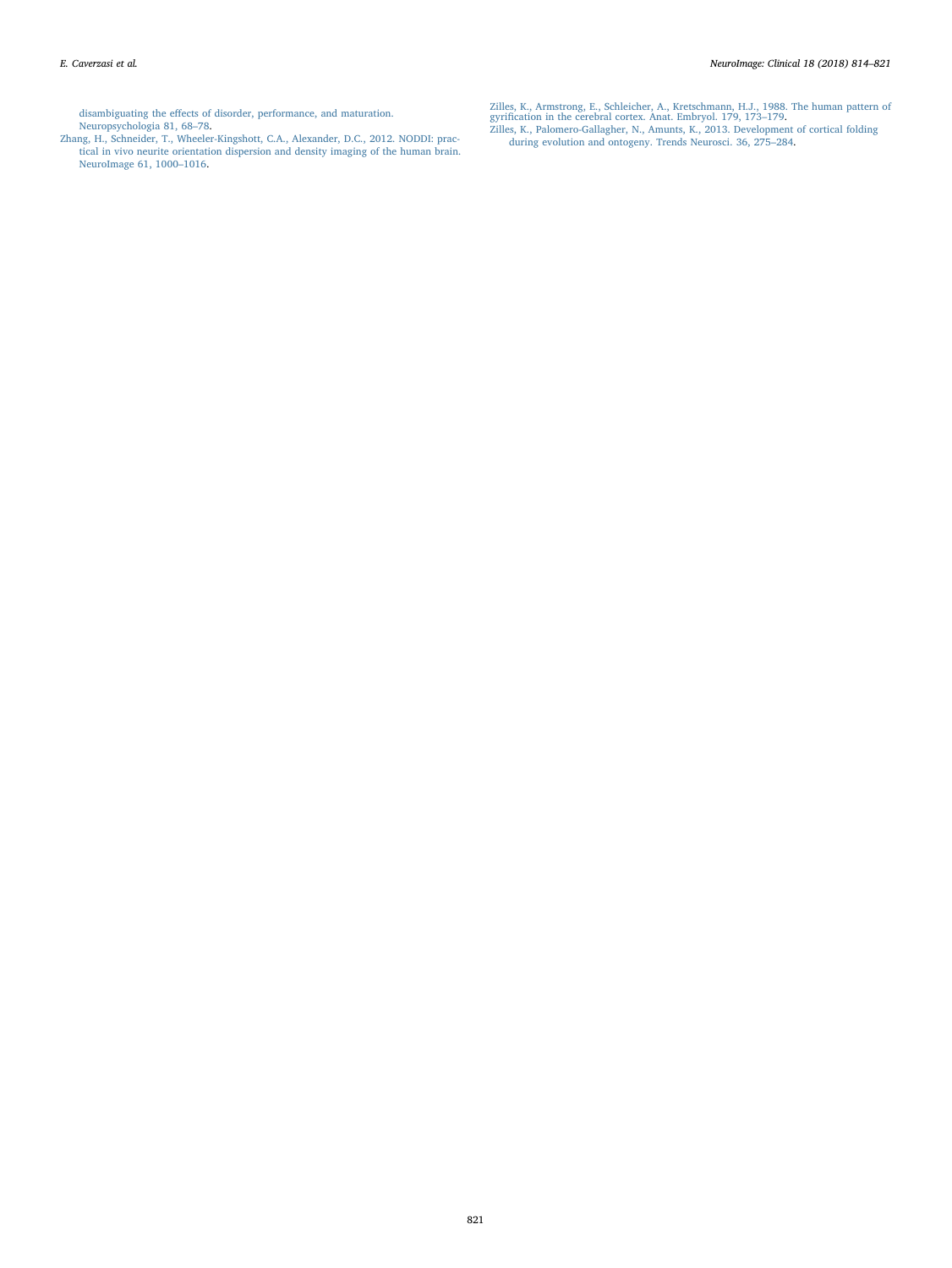disambiguating the effects of disorder, performance, and maturation. Neuropsychologia 81, 68–78.

Zhang, H., Schneider, T., Wheeler-Kingshott, C.A., Alexander, D.C., 2012. NODDI: practical in vivo neurite orientation dispersion and density imaging of the human brain. NeuroImage 61, 1000–1016.

Zilles, K., Armstrong, E., Schleicher, A., Kretschmann, H.J., 1988. The human pattern of gyrification in the cerebral cortex. Anat. Embryol. 179, 173–179.

Zilles, K., Palomero-Gallagher, N., Amunts, K., 2013. Development of cortical folding during evolution and ontogeny. Trends Neurosci. 36, 275–284.